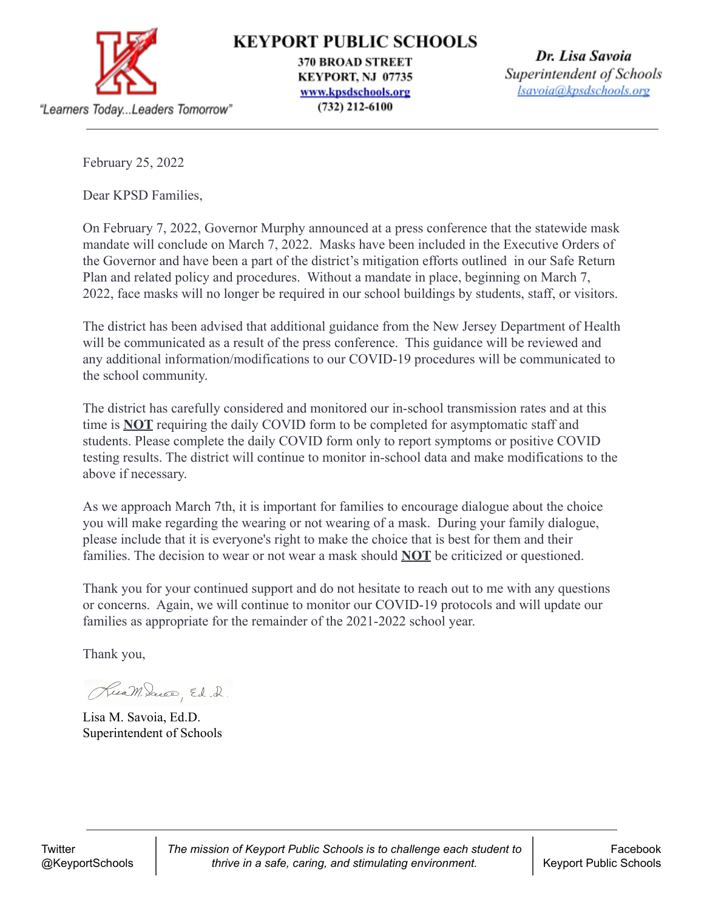# KEYPORT PUBLIC SCHOOLS

"Learners Today...Leaders Tomorrow"

**370 BROAD STREET**
**KEYPORT, NJ 07735**
**www.kpsdschools.org**
**(732) 212-6100**

***Dr. Lisa Savoia***
*Superintendent of Schools*
*lsavoia@kpsdschools.org*

---

February 25, 2022

Dear KPSD Families,

On February 7, 2022, Governor Murphy announced at a press conference that the statewide mask mandate will conclude on March 7, 2022. Masks have been included in the Executive Orders of the Governor and have been a part of the district's mitigation efforts outlined in our Safe Return Plan and related policy and procedures. Without a mandate in place, beginning on March 7, 2022, face masks will no longer be required in our school buildings by students, staff, or visitors.

The district has been advised that additional guidance from the New Jersey Department of Health will be communicated as a result of the press conference. This guidance will be reviewed and any additional information/modifications to our COVID-19 procedures will be communicated to the school community.

The district has carefully considered and monitored our in-school transmission rates and at this time is **NOT** requiring the daily COVID form to be completed for asymptomatic staff and students. Please complete the daily COVID form only to report symptoms or positive COVID testing results. The district will continue to monitor in-school data and make modifications to the above if necessary.

As we approach March 7th, it is important for families to encourage dialogue about the choice you will make regarding the wearing or not wearing of a mask. During your family dialogue, please include that it is everyone's right to make the choice that is best for them and their families. The decision to wear or not wear a mask should **NOT** be criticized or questioned.

Thank you for your continued support and do not hesitate to reach out to me with any questions or concerns. Again, we will continue to monitor our COVID-19 protocols and will update our families as appropriate for the remainder of the 2021-2022 school year.

Thank you,

Lisa M. Savoia, Ed.D.

Lisa M. Savoia, Ed.D.
Superintendent of Schools

---

Twitter @KeyportSchools

*The mission of Keyport Public Schools is to challenge each student to thrive in a safe, caring, and stimulating environment.*

Facebook Keyport Public Schools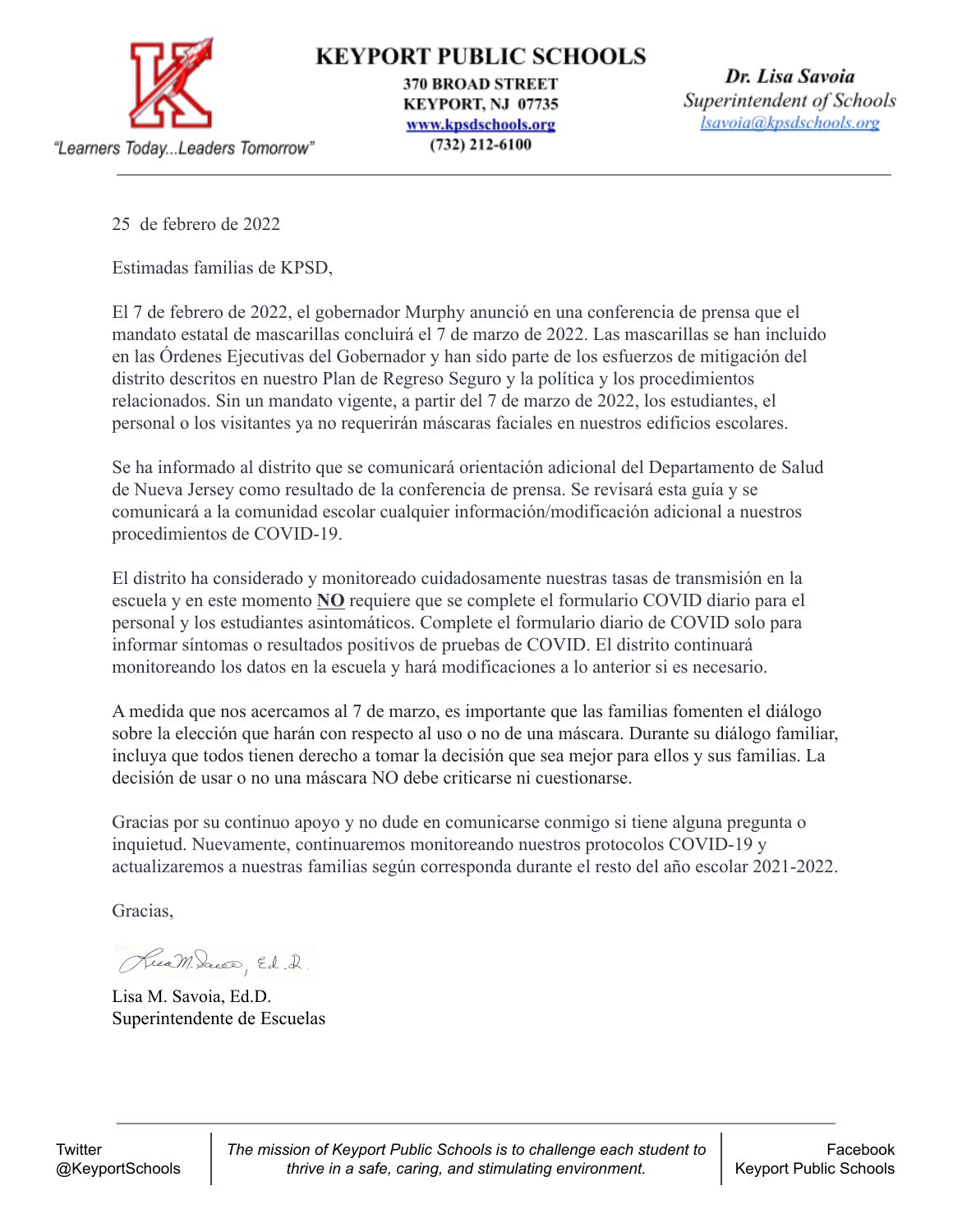**KEYPORT PUBLIC SCHOOLS**
370 BROAD STREET
KEYPORT, NJ 07735
www.kpsdschools.org
(732) 212-6100

*"Learners Today...Leaders Tomorrow"*

***Dr. Lisa Savoia***
*Superintendent of Schools*
*lsavoia@kpsdschools.org*

---

25 de febrero de 2022

Estimadas familias de KPSD,

El 7 de febrero de 2022, el gobernador Murphy anunció en una conferencia de prensa que el mandato estatal de mascarillas concluirá el 7 de marzo de 2022. Las mascarillas se han incluido en las Órdenes Ejecutivas del Gobernador y han sido parte de los esfuerzos de mitigación del distrito descritos en nuestro Plan de Regreso Seguro y la política y los procedimientos relacionados. Sin un mandato vigente, a partir del 7 de marzo de 2022, los estudiantes, el personal o los visitantes ya no requerirán máscaras faciales en nuestros edificios escolares.

Se ha informado al distrito que se comunicará orientación adicional del Departamento de Salud de Nueva Jersey como resultado de la conferencia de prensa. Se revisará esta guía y se comunicará a la comunidad escolar cualquier información/modificación adicional a nuestros procedimientos de COVID-19.

El distrito ha considerado y monitoreado cuidadosamente nuestras tasas de transmisión en la escuela y en este momento **NO** requiere que se complete el formulario COVID diario para el personal y los estudiantes asintomáticos. Complete el formulario diario de COVID solo para informar síntomas o resultados positivos de pruebas de COVID. El distrito continuará monitoreando los datos en la escuela y hará modificaciones a lo anterior si es necesario.

A medida que nos acercamos al 7 de marzo, es importante que las familias fomenten el diálogo sobre la elección que harán con respecto al uso o no de una máscara. Durante su diálogo familiar, incluya que todos tienen derecho a tomar la decisión que sea mejor para ellos y sus familias. La decisión de usar o no una máscara NO debe criticarse ni cuestionarse.

Gracias por su continuo apoyo y no dude en comunicarse conmigo si tiene alguna pregunta o inquietud. Nuevamente, continuaremos monitoreando nuestros protocolos COVID-19 y actualizaremos a nuestras familias según corresponda durante el resto del año escolar 2021-2022.

Gracias,

Lisa M. Savoia, Ed.D.
Superintendente de Escuelas

---

Twitter
@KeyportSchools

*The mission of Keyport Public Schools is to challenge each student to thrive in a safe, caring, and stimulating environment.*

Facebook
Keyport Public Schools